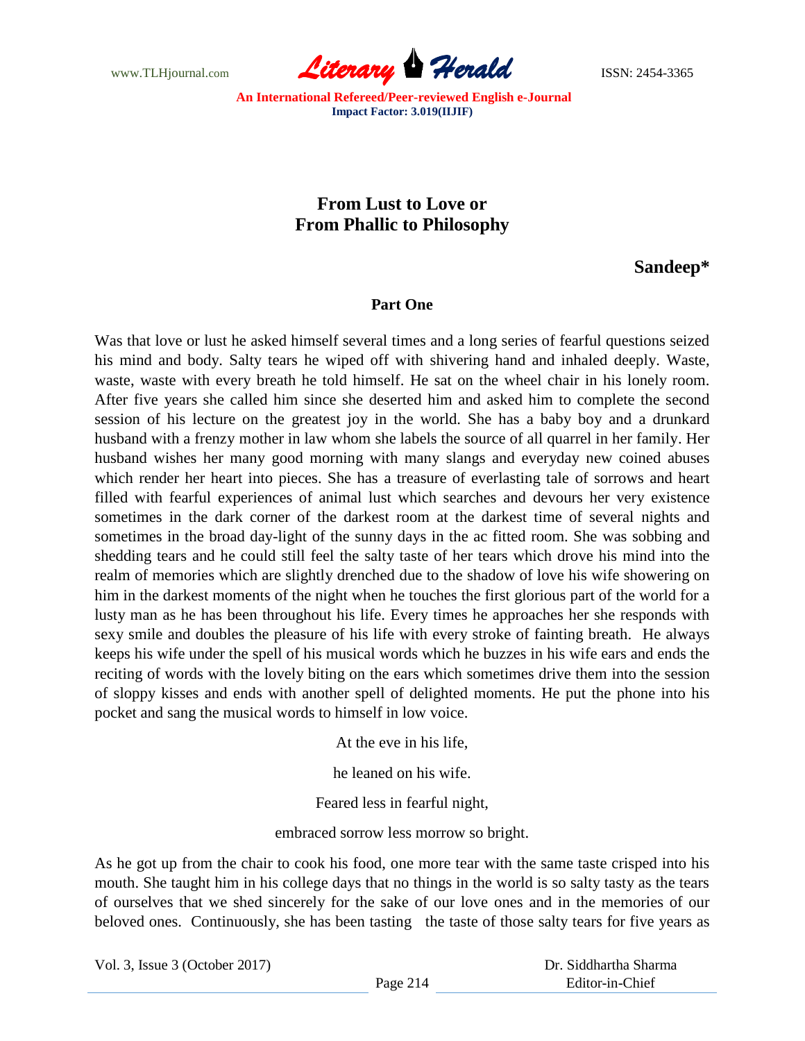# From Lust to Love or
# From Phallic to Philosophy

**Sandeep***

### Part One

Was that love or lust he asked himself several times and a long series of fearful questions seized his mind and body. Salty tears he wiped off with shivering hand and inhaled deeply. Waste, waste, waste with every breath he told himself. He sat on the wheel chair in his lonely room. After five years she called him since she deserted him and asked him to complete the second session of his lecture on the greatest joy in the world. She has a baby boy and a drunkard husband with a frenzy mother in law whom she labels the source of all quarrel in her family. Her husband wishes her many good morning with many slangs and everyday new coined abuses which render her heart into pieces. She has a treasure of everlasting tale of sorrows and heart filled with fearful experiences of animal lust which searches and devours her very existence sometimes in the dark corner of the darkest room at the darkest time of several nights and sometimes in the broad day-light of the sunny days in the ac fitted room. She was sobbing and shedding tears and he could still feel the salty taste of her tears which drove his mind into the realm of memories which are slightly drenched due to the shadow of love his wife showering on him in the darkest moments of the night when he touches the first glorious part of the world for a lusty man as he has been throughout his life. Every times he approaches her she responds with sexy smile and doubles the pleasure of his life with every stroke of fainting breath. He always keeps his wife under the spell of his musical words which he buzzes in his wife ears and ends the reciting of words with the lovely biting on the ears which sometimes drive them into the session of sloppy kisses and ends with another spell of delighted moments. He put the phone into his pocket and sang the musical words to himself in low voice.

At the eve in his life,

he leaned on his wife.

Feared less in fearful night,

embraced sorrow less morrow so bright.

As he got up from the chair to cook his food, one more tear with the same taste crisped into his mouth. She taught him in his college days that no things in the world is so salty tasty as the tears of ourselves that we shed sincerely for the sake of our love ones and in the memories of our beloved ones. Continuously, she has been tasting the taste of those salty tears for five years as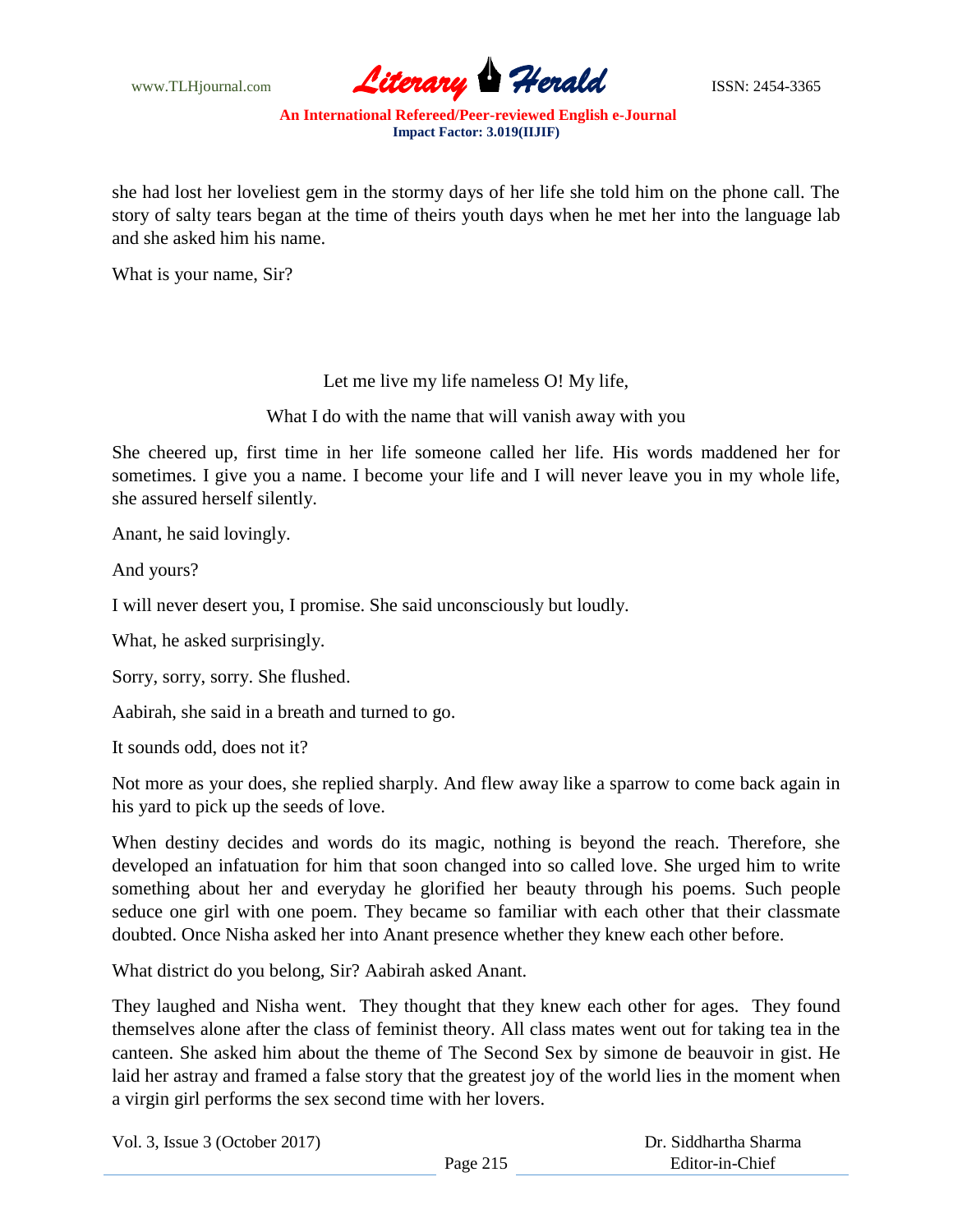she had lost her loveliest gem in the stormy days of her life she told him on the phone call. The story of salty tears began at the time of theirs youth days when he met her into the language lab and she asked him his name.

What is your name, Sir?

Let me live my life nameless O! My life,

What I do with the name that will vanish away with you

She cheered up, first time in her life someone called her life. His words maddened her for sometimes. I give you a name. I become your life and I will never leave you in my whole life, she assured herself silently.

Anant, he said lovingly.

And yours?

I will never desert you, I promise. She said unconsciously but loudly.

What, he asked surprisingly.

Sorry, sorry, sorry. She flushed.

Aabirah, she said in a breath and turned to go.

It sounds odd, does not it?

Not more as your does, she replied sharply. And flew away like a sparrow to come back again in his yard to pick up the seeds of love.

When destiny decides and words do its magic, nothing is beyond the reach. Therefore, she developed an infatuation for him that soon changed into so called love. She urged him to write something about her and everyday he glorified her beauty through his poems. Such people seduce one girl with one poem. They became so familiar with each other that their classmate doubted. Once Nisha asked her into Anant presence whether they knew each other before.

What district do you belong, Sir? Aabirah asked Anant.

They laughed and Nisha went. They thought that they knew each other for ages. They found themselves alone after the class of feminist theory. All class mates went out for taking tea in the canteen. She asked him about the theme of The Second Sex by simone de beauvoir in gist. He laid her astray and framed a false story that the greatest joy of the world lies in the moment when a virgin girl performs the sex second time with her lovers.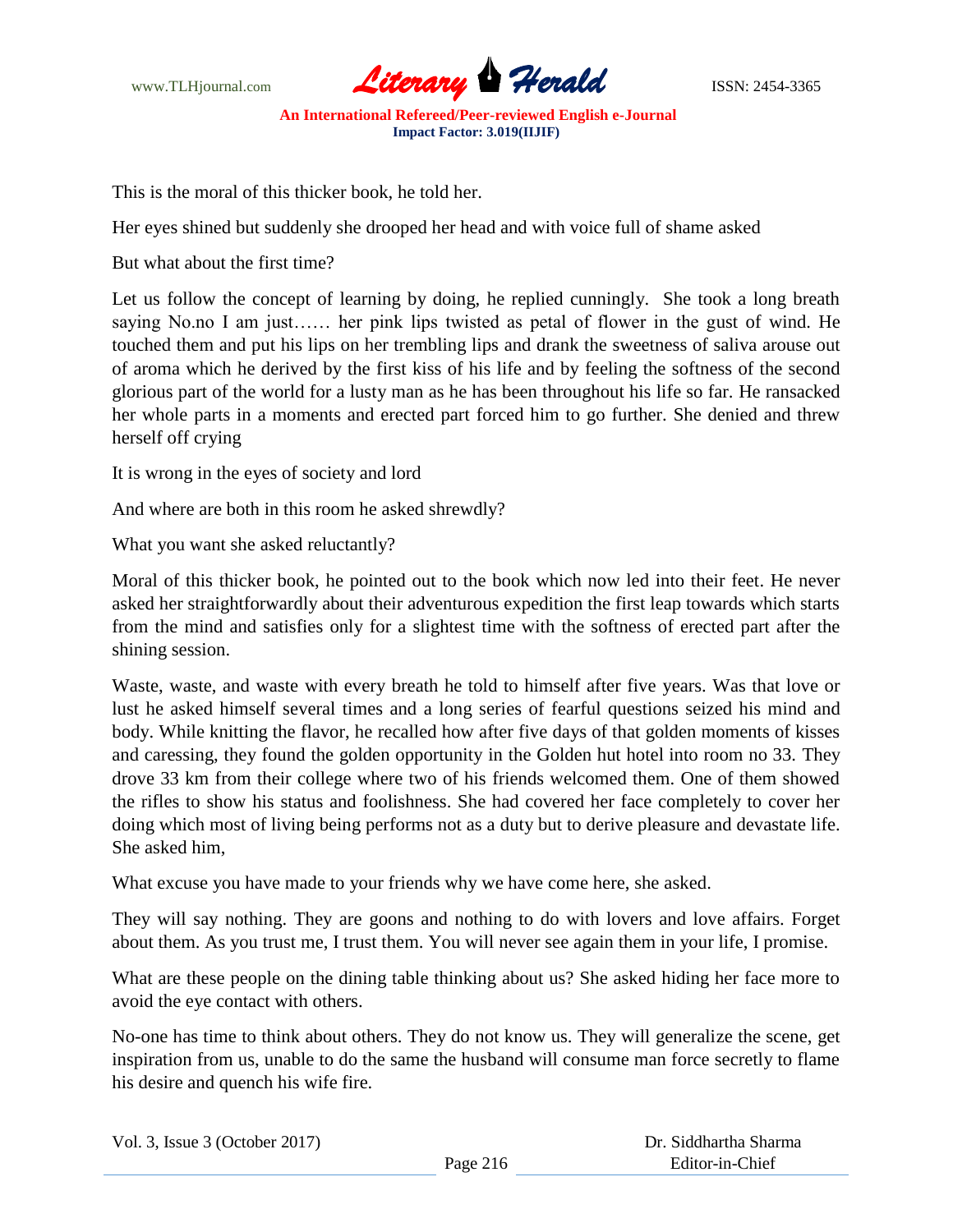This is the moral of this thicker book, he told her.

Her eyes shined but suddenly she drooped her head and with voice full of shame asked

But what about the first time?

Let us follow the concept of learning by doing, he replied cunningly. She took a long breath saying No.no I am just…… her pink lips twisted as petal of flower in the gust of wind. He touched them and put his lips on her trembling lips and drank the sweetness of saliva arouse out of aroma which he derived by the first kiss of his life and by feeling the softness of the second glorious part of the world for a lusty man as he has been throughout his life so far. He ransacked her whole parts in a moments and erected part forced him to go further. She denied and threw herself off crying

It is wrong in the eyes of society and lord

And where are both in this room he asked shrewdly?

What you want she asked reluctantly?

Moral of this thicker book, he pointed out to the book which now led into their feet. He never asked her straightforwardly about their adventurous expedition the first leap towards which starts from the mind and satisfies only for a slightest time with the softness of erected part after the shining session.

Waste, waste, and waste with every breath he told to himself after five years. Was that love or lust he asked himself several times and a long series of fearful questions seized his mind and body. While knitting the flavor, he recalled how after five days of that golden moments of kisses and caressing, they found the golden opportunity in the Golden hut hotel into room no 33. They drove 33 km from their college where two of his friends welcomed them. One of them showed the rifles to show his status and foolishness. She had covered her face completely to cover her doing which most of living being performs not as a duty but to derive pleasure and devastate life. She asked him,

What excuse you have made to your friends why we have come here, she asked.

They will say nothing. They are goons and nothing to do with lovers and love affairs. Forget about them. As you trust me, I trust them. You will never see again them in your life, I promise.

What are these people on the dining table thinking about us? She asked hiding her face more to avoid the eye contact with others.

No-one has time to think about others. They do not know us. They will generalize the scene, get inspiration from us, unable to do the same the husband will consume man force secretly to flame his desire and quench his wife fire.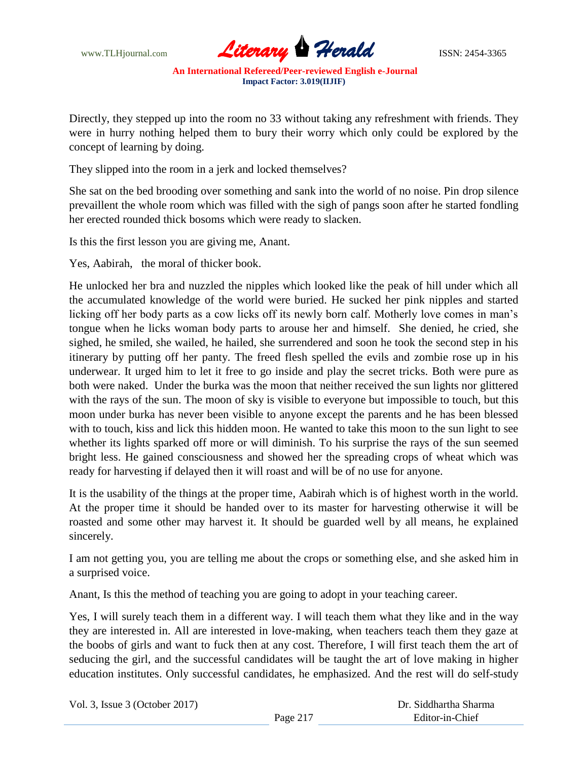Directly, they stepped up into the room no 33 without taking any refreshment with friends. They were in hurry nothing helped them to bury their worry which only could be explored by the concept of learning by doing.

They slipped into the room in a jerk and locked themselves?

She sat on the bed brooding over something and sank into the world of no noise. Pin drop silence prevaillent the whole room which was filled with the sigh of pangs soon after he started fondling her erected rounded thick bosoms which were ready to slacken.

Is this the first lesson you are giving me, Anant.

Yes, Aabirah, the moral of thicker book.

He unlocked her bra and nuzzled the nipples which looked like the peak of hill under which all the accumulated knowledge of the world were buried. He sucked her pink nipples and started licking off her body parts as a cow licks off its newly born calf. Motherly love comes in man's tongue when he licks woman body parts to arouse her and himself. She denied, he cried, she sighed, he smiled, she wailed, he hailed, she surrendered and soon he took the second step in his itinerary by putting off her panty. The freed flesh spelled the evils and zombie rose up in his underwear. It urged him to let it free to go inside and play the secret tricks. Both were pure as both were naked. Under the burka was the moon that neither received the sun lights nor glittered with the rays of the sun. The moon of sky is visible to everyone but impossible to touch, but this moon under burka has never been visible to anyone except the parents and he has been blessed with to touch, kiss and lick this hidden moon. He wanted to take this moon to the sun light to see whether its lights sparked off more or will diminish. To his surprise the rays of the sun seemed bright less. He gained consciousness and showed her the spreading crops of wheat which was ready for harvesting if delayed then it will roast and will be of no use for anyone.

It is the usability of the things at the proper time, Aabirah which is of highest worth in the world. At the proper time it should be handed over to its master for harvesting otherwise it will be roasted and some other may harvest it. It should be guarded well by all means, he explained sincerely.

I am not getting you, you are telling me about the crops or something else, and she asked him in a surprised voice.

Anant, Is this the method of teaching you are going to adopt in your teaching career.

Yes, I will surely teach them in a different way. I will teach them what they like and in the way they are interested in. All are interested in love-making, when teachers teach them they gaze at the boobs of girls and want to fuck then at any cost. Therefore, I will first teach them the art of seducing the girl, and the successful candidates will be taught the art of love making in higher education institutes. Only successful candidates, he emphasized. And the rest will do self-study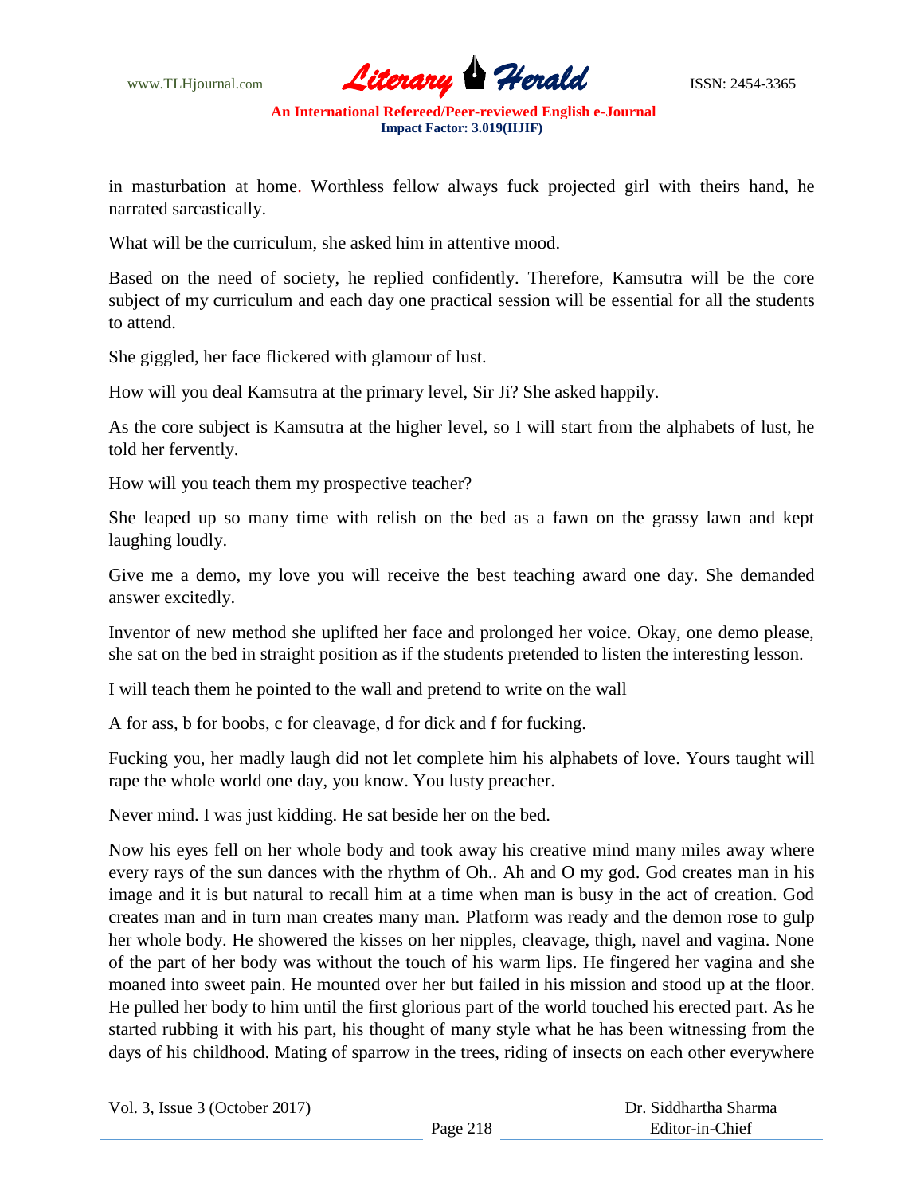in masturbation at home. Worthless fellow always fuck projected girl with theirs hand, he narrated sarcastically.

What will be the curriculum, she asked him in attentive mood.

Based on the need of society, he replied confidently. Therefore, Kamsutra will be the core subject of my curriculum and each day one practical session will be essential for all the students to attend.

She giggled, her face flickered with glamour of lust.

How will you deal Kamsutra at the primary level, Sir Ji? She asked happily.

As the core subject is Kamsutra at the higher level, so I will start from the alphabets of lust, he told her fervently.

How will you teach them my prospective teacher?

She leaped up so many time with relish on the bed as a fawn on the grassy lawn and kept laughing loudly.

Give me a demo, my love you will receive the best teaching award one day. She demanded answer excitedly.

Inventor of new method she uplifted her face and prolonged her voice. Okay, one demo please, she sat on the bed in straight position as if the students pretended to listen the interesting lesson.

I will teach them he pointed to the wall and pretend to write on the wall

A for ass, b for boobs, c for cleavage, d for dick and f for fucking.

Fucking you, her madly laugh did not let complete him his alphabets of love. Yours taught will rape the whole world one day, you know. You lusty preacher.

Never mind. I was just kidding. He sat beside her on the bed.

Now his eyes fell on her whole body and took away his creative mind many miles away where every rays of the sun dances with the rhythm of Oh.. Ah and O my god. God creates man in his image and it is but natural to recall him at a time when man is busy in the act of creation. God creates man and in turn man creates many man. Platform was ready and the demon rose to gulp her whole body. He showered the kisses on her nipples, cleavage, thigh, navel and vagina. None of the part of her body was without the touch of his warm lips. He fingered her vagina and she moaned into sweet pain. He mounted over her but failed in his mission and stood up at the floor. He pulled her body to him until the first glorious part of the world touched his erected part. As he started rubbing it with his part, his thought of many style what he has been witnessing from the days of his childhood. Mating of sparrow in the trees, riding of insects on each other everywhere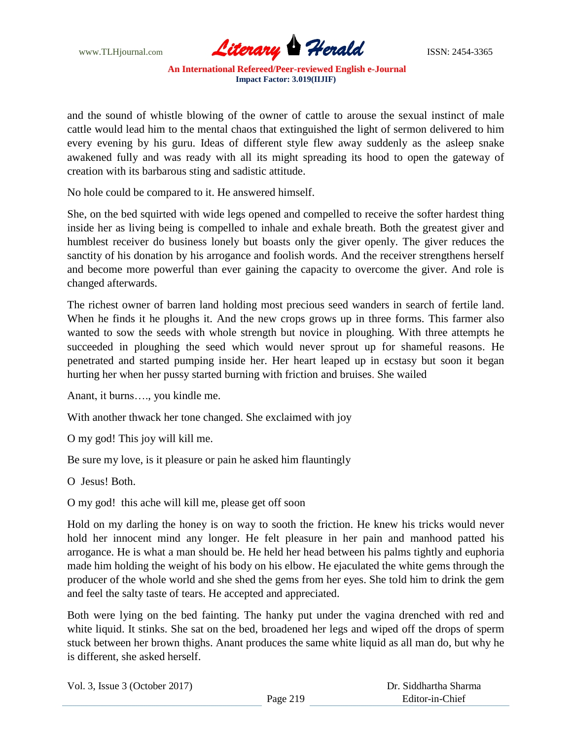and the sound of whistle blowing of the owner of cattle to arouse the sexual instinct of male cattle would lead him to the mental chaos that extinguished the light of sermon delivered to him every evening by his guru. Ideas of different style flew away suddenly as the asleep snake awakened fully and was ready with all its might spreading its hood to open the gateway of creation with its barbarous sting and sadistic attitude.

No hole could be compared to it. He answered himself.

She, on the bed squirted with wide legs opened and compelled to receive the softer hardest thing inside her as living being is compelled to inhale and exhale breath. Both the greatest giver and humblest receiver do business lonely but boasts only the giver openly. The giver reduces the sanctity of his donation by his arrogance and foolish words. And the receiver strengthens herself and become more powerful than ever gaining the capacity to overcome the giver. And role is changed afterwards.

The richest owner of barren land holding most precious seed wanders in search of fertile land. When he finds it he ploughs it. And the new crops grows up in three forms. This farmer also wanted to sow the seeds with whole strength but novice in ploughing. With three attempts he succeeded in ploughing the seed which would never sprout up for shameful reasons. He penetrated and started pumping inside her. Her heart leaped up in ecstasy but soon it began hurting her when her pussy started burning with friction and bruises. She wailed

Anant, it burns…., you kindle me.

With another thwack her tone changed. She exclaimed with joy

O my god! This joy will kill me.

Be sure my love, is it pleasure or pain he asked him flauntingly

O Jesus! Both.

O my god! this ache will kill me, please get off soon

Hold on my darling the honey is on way to sooth the friction. He knew his tricks would never hold her innocent mind any longer. He felt pleasure in her pain and manhood patted his arrogance. He is what a man should be. He held her head between his palms tightly and euphoria made him holding the weight of his body on his elbow. He ejaculated the white gems through the producer of the whole world and she shed the gems from her eyes. She told him to drink the gem and feel the salty taste of tears. He accepted and appreciated.

Both were lying on the bed fainting. The hanky put under the vagina drenched with red and white liquid. It stinks. She sat on the bed, broadened her legs and wiped off the drops of sperm stuck between her brown thighs. Anant produces the same white liquid as all man do, but why he is different, she asked herself.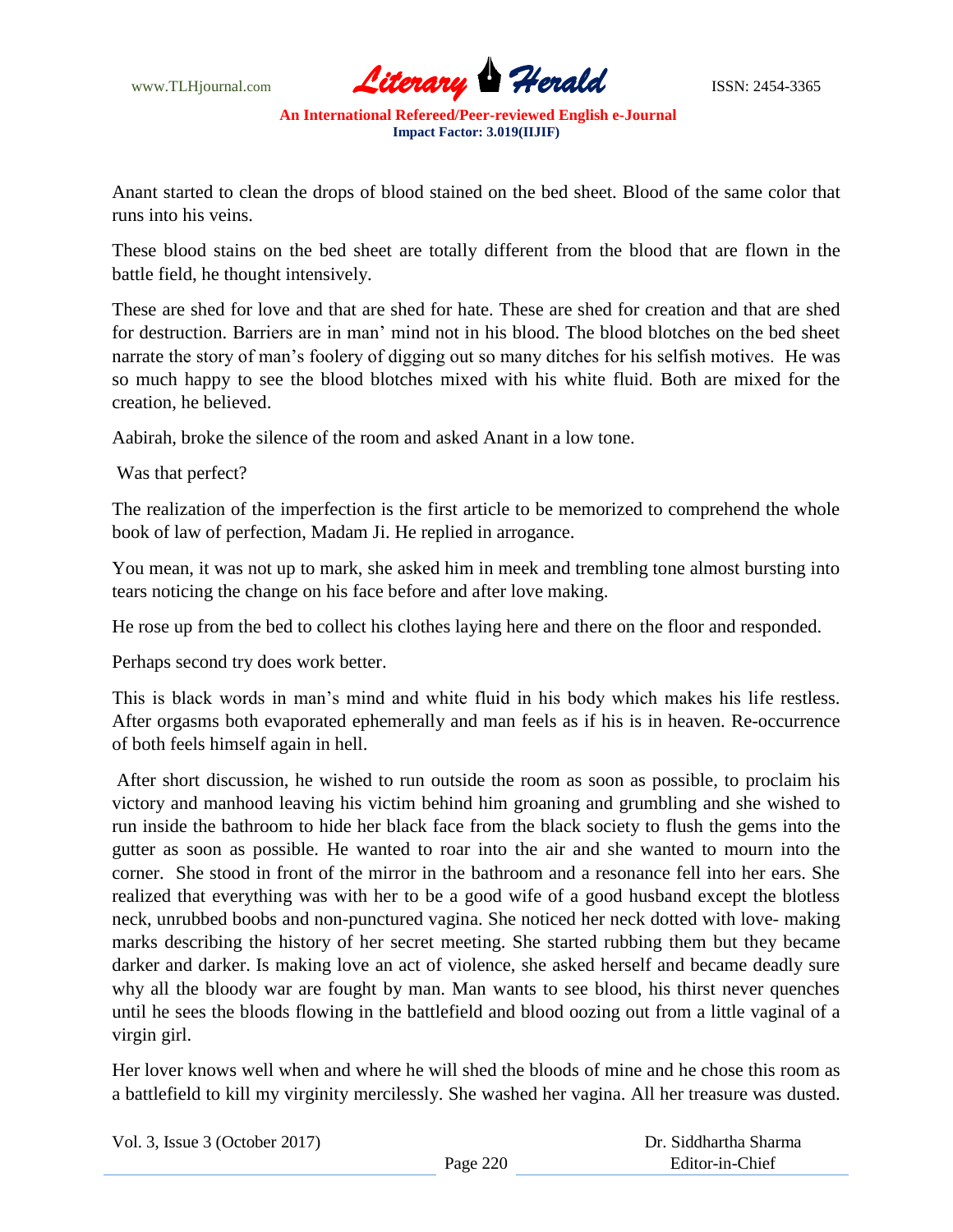Anant started to clean the drops of blood stained on the bed sheet. Blood of the same color that runs into his veins.

These blood stains on the bed sheet are totally different from the blood that are flown in the battle field, he thought intensively.

These are shed for love and that are shed for hate. These are shed for creation and that are shed for destruction. Barriers are in man' mind not in his blood. The blood blotches on the bed sheet narrate the story of man's foolery of digging out so many ditches for his selfish motives. He was so much happy to see the blood blotches mixed with his white fluid. Both are mixed for the creation, he believed.

Aabirah, broke the silence of the room and asked Anant in a low tone.

Was that perfect?

The realization of the imperfection is the first article to be memorized to comprehend the whole book of law of perfection, Madam Ji. He replied in arrogance.

You mean, it was not up to mark, she asked him in meek and trembling tone almost bursting into tears noticing the change on his face before and after love making.

He rose up from the bed to collect his clothes laying here and there on the floor and responded.

Perhaps second try does work better.

This is black words in man's mind and white fluid in his body which makes his life restless. After orgasms both evaporated ephemerally and man feels as if his is in heaven. Re-occurrence of both feels himself again in hell.

After short discussion, he wished to run outside the room as soon as possible, to proclaim his victory and manhood leaving his victim behind him groaning and grumbling and she wished to run inside the bathroom to hide her black face from the black society to flush the gems into the gutter as soon as possible. He wanted to roar into the air and she wanted to mourn into the corner. She stood in front of the mirror in the bathroom and a resonance fell into her ears. She realized that everything was with her to be a good wife of a good husband except the blotless neck, unrubbed boobs and non-punctured vagina. She noticed her neck dotted with love- making marks describing the history of her secret meeting. She started rubbing them but they became darker and darker. Is making love an act of violence, she asked herself and became deadly sure why all the bloody war are fought by man. Man wants to see blood, his thirst never quenches until he sees the bloods flowing in the battlefield and blood oozing out from a little vaginal of a virgin girl.

Her lover knows well when and where he will shed the bloods of mine and he chose this room as a battlefield to kill my virginity mercilessly. She washed her vagina. All her treasure was dusted.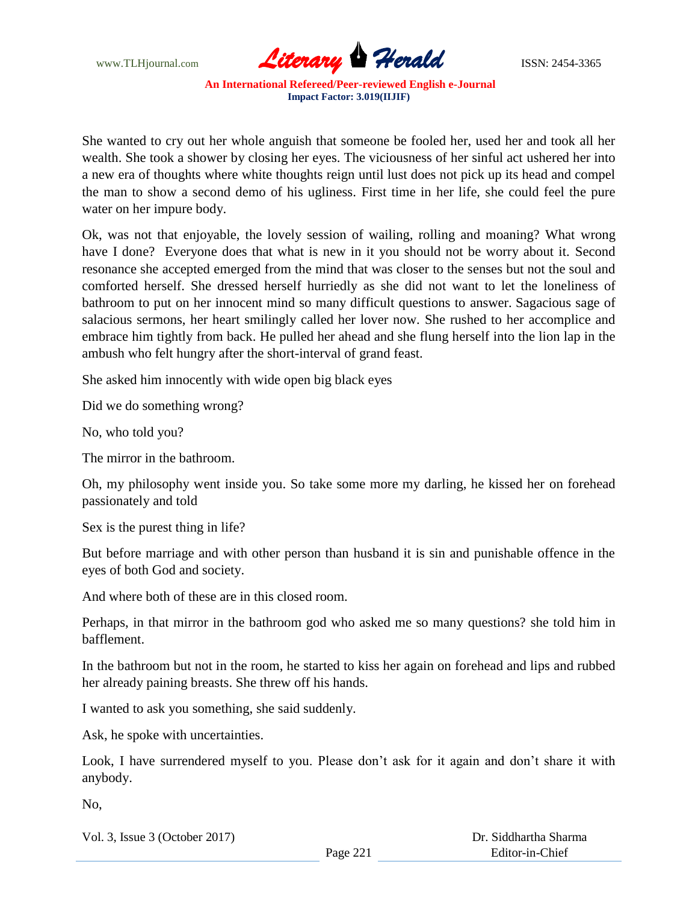She wanted to cry out her whole anguish that someone be fooled her, used her and took all her wealth. She took a shower by closing her eyes. The viciousness of her sinful act ushered her into a new era of thoughts where white thoughts reign until lust does not pick up its head and compel the man to show a second demo of his ugliness. First time in her life, she could feel the pure water on her impure body.

Ok, was not that enjoyable, the lovely session of wailing, rolling and moaning? What wrong have I done? Everyone does that what is new in it you should not be worry about it. Second resonance she accepted emerged from the mind that was closer to the senses but not the soul and comforted herself. She dressed herself hurriedly as she did not want to let the loneliness of bathroom to put on her innocent mind so many difficult questions to answer. Sagacious sage of salacious sermons, her heart smilingly called her lover now. She rushed to her accomplice and embrace him tightly from back. He pulled her ahead and she flung herself into the lion lap in the ambush who felt hungry after the short-interval of grand feast.

She asked him innocently with wide open big black eyes

Did we do something wrong?

No, who told you?

The mirror in the bathroom.

Oh, my philosophy went inside you. So take some more my darling, he kissed her on forehead passionately and told

Sex is the purest thing in life?

But before marriage and with other person than husband it is sin and punishable offence in the eyes of both God and society.

And where both of these are in this closed room.

Perhaps, in that mirror in the bathroom god who asked me so many questions? she told him in bafflement.

In the bathroom but not in the room, he started to kiss her again on forehead and lips and rubbed her already paining breasts. She threw off his hands.

I wanted to ask you something, she said suddenly.

Ask, he spoke with uncertainties.

Look, I have surrendered myself to you. Please don't ask for it again and don't share it with anybody.

No,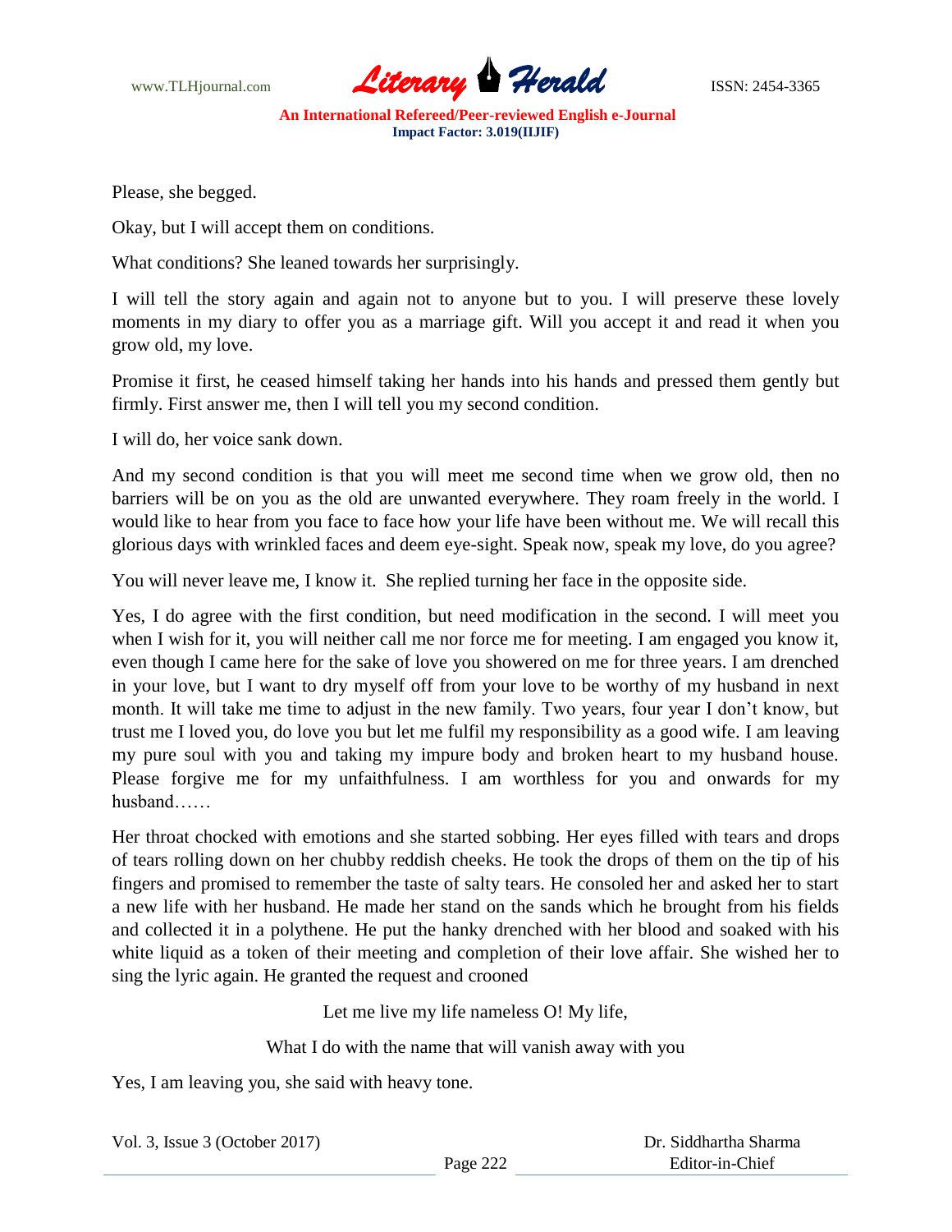Please, she begged.

Okay, but I will accept them on conditions.

What conditions? She leaned towards her surprisingly.

I will tell the story again and again not to anyone but to you. I will preserve these lovely moments in my diary to offer you as a marriage gift. Will you accept it and read it when you grow old, my love.

Promise it first, he ceased himself taking her hands into his hands and pressed them gently but firmly. First answer me, then I will tell you my second condition.

I will do, her voice sank down.

And my second condition is that you will meet me second time when we grow old, then no barriers will be on you as the old are unwanted everywhere. They roam freely in the world. I would like to hear from you face to face how your life have been without me. We will recall this glorious days with wrinkled faces and deem eye-sight. Speak now, speak my love, do you agree?

You will never leave me, I know it. She replied turning her face in the opposite side.

Yes, I do agree with the first condition, but need modification in the second. I will meet you when I wish for it, you will neither call me nor force me for meeting. I am engaged you know it, even though I came here for the sake of love you showered on me for three years. I am drenched in your love, but I want to dry myself off from your love to be worthy of my husband in next month. It will take me time to adjust in the new family. Two years, four year I don't know, but trust me I loved you, do love you but let me fulfil my responsibility as a good wife. I am leaving my pure soul with you and taking my impure body and broken heart to my husband house. Please forgive me for my unfaithfulness. I am worthless for you and onwards for my husband……

Her throat chocked with emotions and she started sobbing. Her eyes filled with tears and drops of tears rolling down on her chubby reddish cheeks. He took the drops of them on the tip of his fingers and promised to remember the taste of salty tears. He consoled her and asked her to start a new life with her husband. He made her stand on the sands which he brought from his fields and collected it in a polythene. He put the hanky drenched with her blood and soaked with his white liquid as a token of their meeting and completion of their love affair. She wished her to sing the lyric again. He granted the request and crooned

Let me live my life nameless O! My life,

What I do with the name that will vanish away with you

Yes, I am leaving you, she said with heavy tone.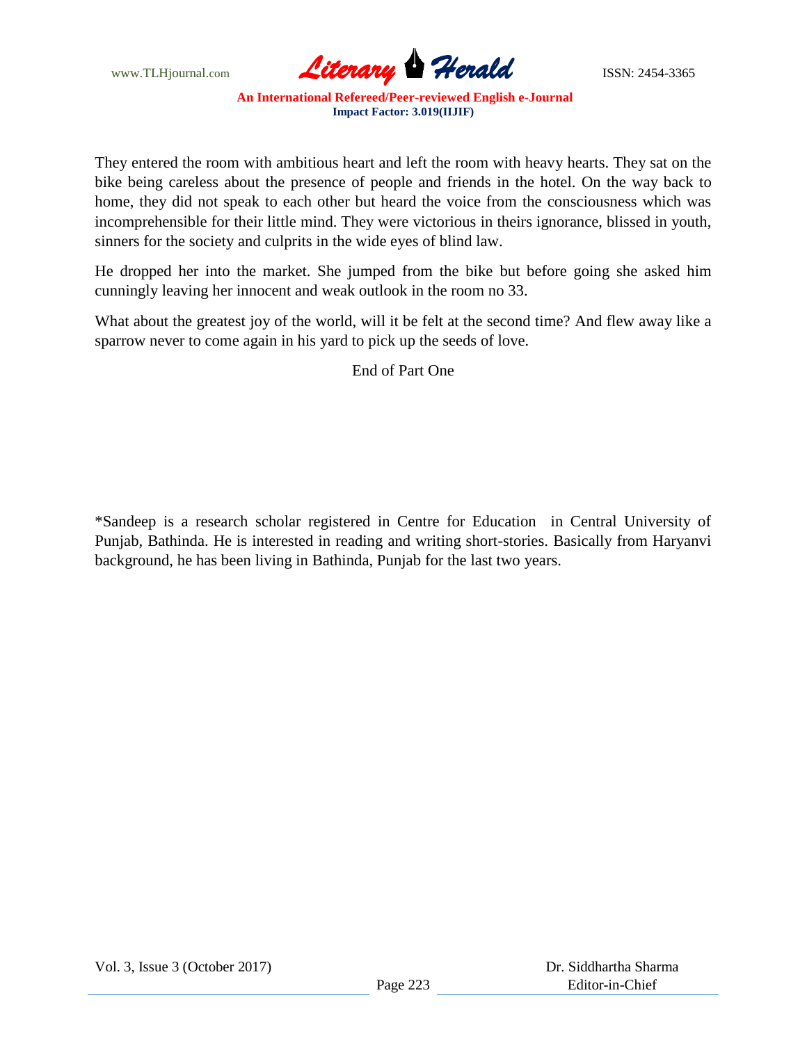They entered the room with ambitious heart and left the room with heavy hearts. They sat on the bike being careless about the presence of people and friends in the hotel. On the way back to home, they did not speak to each other but heard the voice from the consciousness which was incomprehensible for their little mind. They were victorious in theirs ignorance, blissed in youth, sinners for the society and culprits in the wide eyes of blind law.

He dropped her into the market. She jumped from the bike but before going she asked him cunningly leaving her innocent and weak outlook in the room no 33.

What about the greatest joy of the world, will it be felt at the second time? And flew away like a sparrow never to come again in his yard to pick up the seeds of love.

End of Part One

*Sandeep is a research scholar registered in Centre for Education in Central University of Punjab, Bathinda. He is interested in reading and writing short-stories. Basically from Haryanvi background, he has been living in Bathinda, Punjab for the last two years.